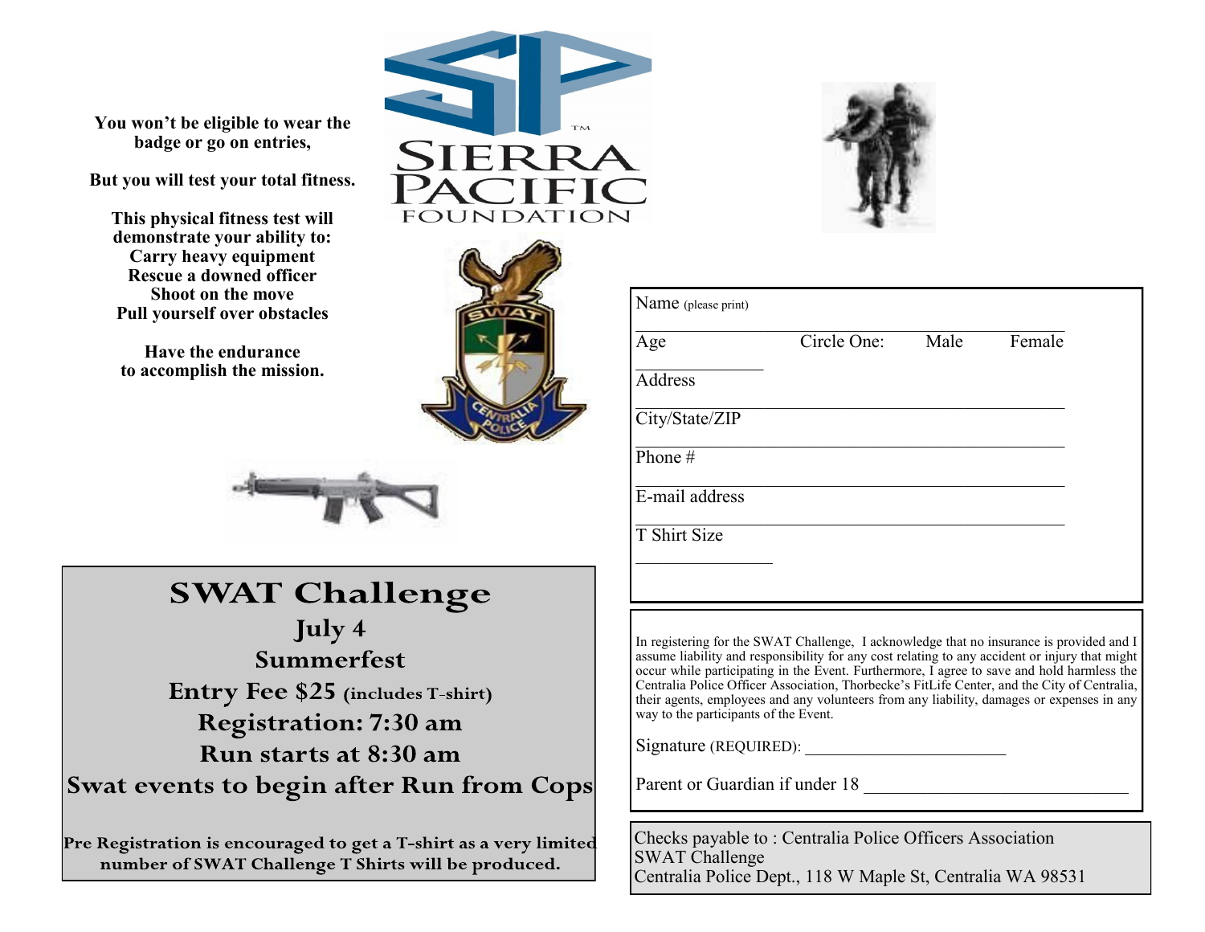**You won't be eligible to wear the badge or go on entries,**

**But you will test your total fitness.**

**This physical fitness test will demonstrate your ability to:**
**Carry heavy equipment**
**Rescue a downed officer**
**Shoot on the move**
**Pull yourself over obstacles**

**Have the endurance to accomplish the mission.**

SIERRA PACIFIC FOUNDATION

# SWAT Challenge

## July 4

## Summerfest

## Entry Fee $25 (includes T-shirt)

## Registration: 7:30 am

## Run starts at 8:30 am

## Swat events to begin after Run from Cops

**Pre Registration is encouraged to get a T-shirt as a very limited number of SWAT Challenge T Shirts will be produced.**

Name (please print) ____________________

Age ________ Circle One: Male Female

Address ____________________

City/State/ZIP ____________________

Phone # ____________________

E-mail address ____________________

T Shirt Size ____________

In registering for the SWAT Challenge, I acknowledge that no insurance is provided and I assume liability and responsibility for any cost relating to any accident or injury that might occur while participating in the Event. Furthermore, I agree to save and hold harmless the Centralia Police Officer Association, Thorbecke's FitLife Center, and the City of Centralia, their agents, employees and any volunteers from any liability, damages or expenses in any way to the participants of the Event.

Signature (REQUIRED): ______________________

Parent or Guardian if under 18 ___________________________

Checks payable to : Centralia Police Officers Association
SWAT Challenge
Centralia Police Dept., 118 W Maple St, Centralia WA 98531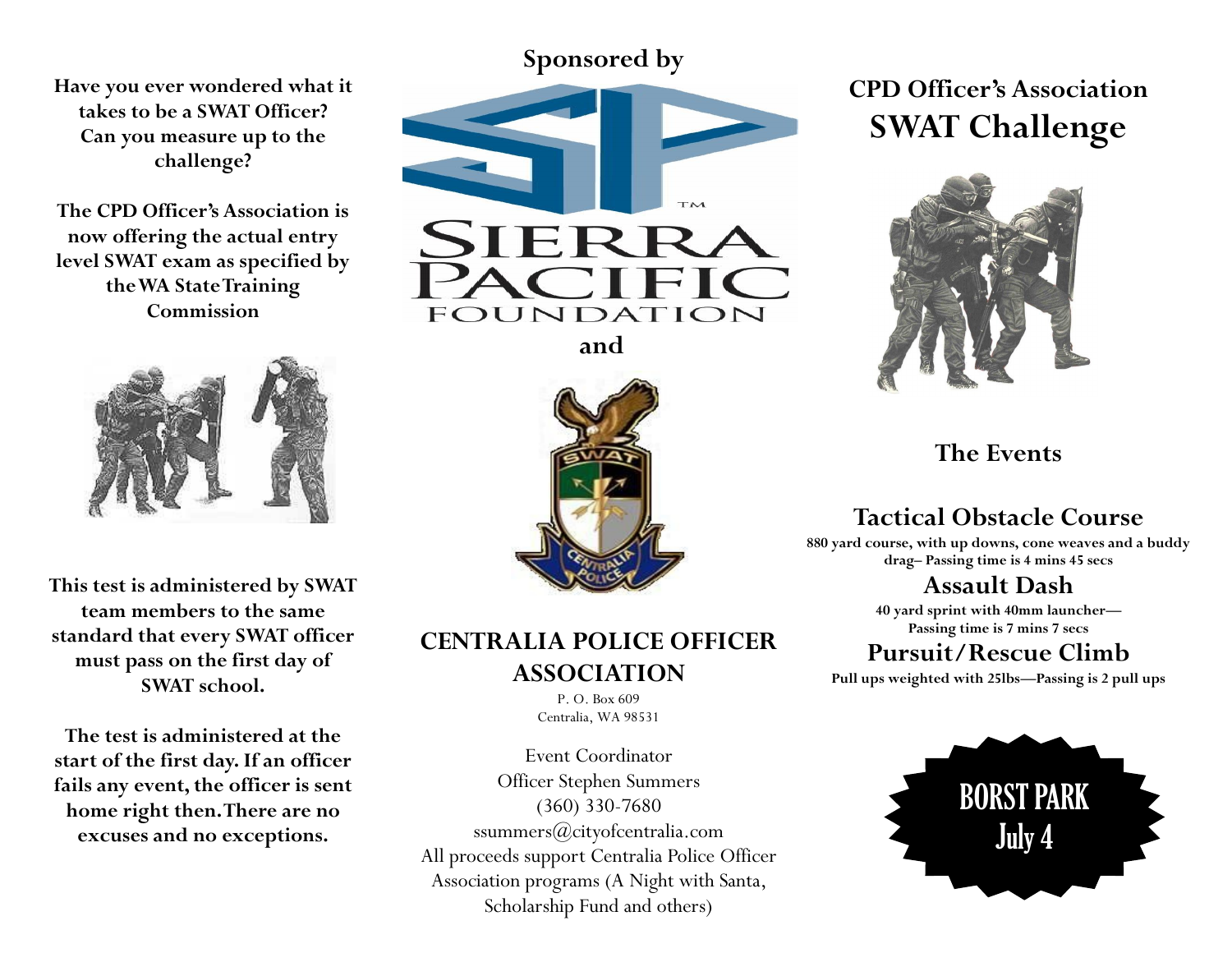**Have you ever wondered what it takes to be a SWAT Officer? Can you measure up to the challenge?**

**The CPD Officer's Association is now offering the actual entry level SWAT exam as specified by the WA State Training Commission**

**This test is administered by SWAT team members to the same standard that every SWAT officer must pass on the first day of SWAT school.**

**The test is administered at the start of the first day. If an officer fails any event, the officer is sent home right then. There are no excuses and no exceptions.**

**Sponsored by**

SIERRA PACIFIC FOUNDATION

**and**

## CENTRALIA POLICE OFFICER ASSOCIATION

P. O. Box 609
Centralia, WA 98531

Event Coordinator
Officer Stephen Summers
(360) 330-7680
ssummers@cityofcentralia.com
All proceeds support Centralia Police Officer Association programs (A Night with Santa, Scholarship Fund and others)

# CPD Officer's Association SWAT Challenge

## The Events

### Tactical Obstacle Course

**880 yard course, with up downs, cone weaves and a buddy drag– Passing time is 4 mins 45 secs**

### Assault Dash

**40 yard sprint with 40mm launcher— Passing time is 7 mins 7 secs**

### Pursuit/Rescue Climb

**Pull ups weighted with 25lbs—Passing is 2 pull ups**

**BORST PARK**
**July 4**